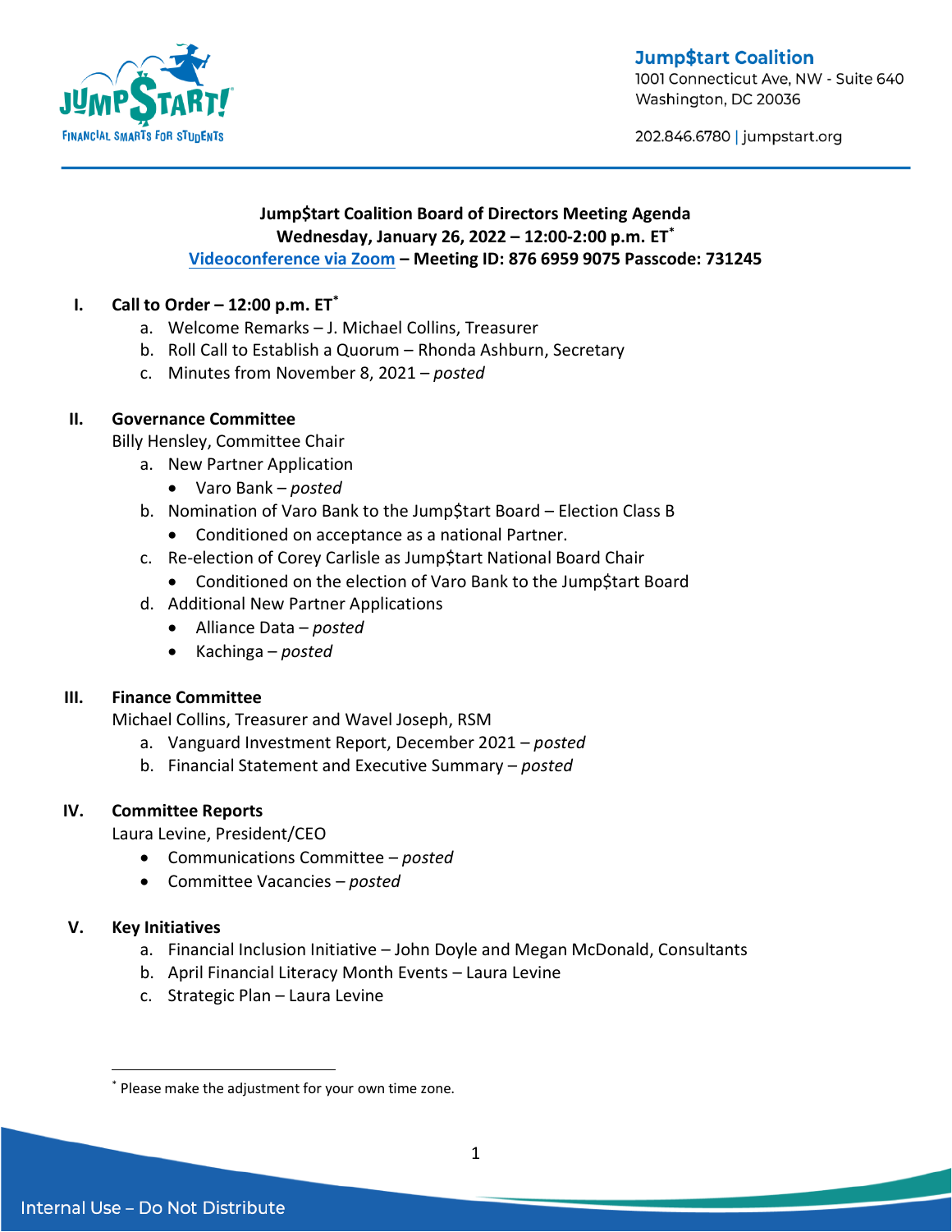**Jump$tart Coalition**
1001 Connecticut Ave, NW - Suite 640
Washington, DC 20036

202.846.6780 | jumpstart.org

# Jump$tart Coalition Board of Directors Meeting Agenda

**Wednesday, January 26, 2022 – 12:00-2:00 p.m. ET***

**Videoconference via Zoom – Meeting ID: 876 6959 9075 Passcode: 731245**

## I. Call to Order – 12:00 p.m. ET*

a. Welcome Remarks – J. Michael Collins, Treasurer
b. Roll Call to Establish a Quorum – Rhonda Ashburn, Secretary
c. Minutes from November 8, 2021 – *posted*

## II. Governance Committee

Billy Hensley, Committee Chair

a. New Partner Application
   - Varo Bank – *posted*
b. Nomination of Varo Bank to the Jump$tart Board – Election Class B
   - Conditioned on acceptance as a national Partner.
c. Re-election of Corey Carlisle as Jump$tart National Board Chair
   - Conditioned on the election of Varo Bank to the Jump$tart Board
d. Additional New Partner Applications
   - Alliance Data – *posted*
   - Kachinga – *posted*

## III. Finance Committee

Michael Collins, Treasurer and Wavel Joseph, RSM

a. Vanguard Investment Report, December 2021 – *posted*
b. Financial Statement and Executive Summary – *posted*

## IV. Committee Reports

Laura Levine, President/CEO

- Communications Committee – *posted*
- Committee Vacancies – *posted*

## V. Key Initiatives

a. Financial Inclusion Initiative – John Doyle and Megan McDonald, Consultants
b. April Financial Literacy Month Events – Laura Levine
c. Strategic Plan – Laura Levine

---

* Please make the adjustment for your own time zone.

Internal Use – Do Not Distribute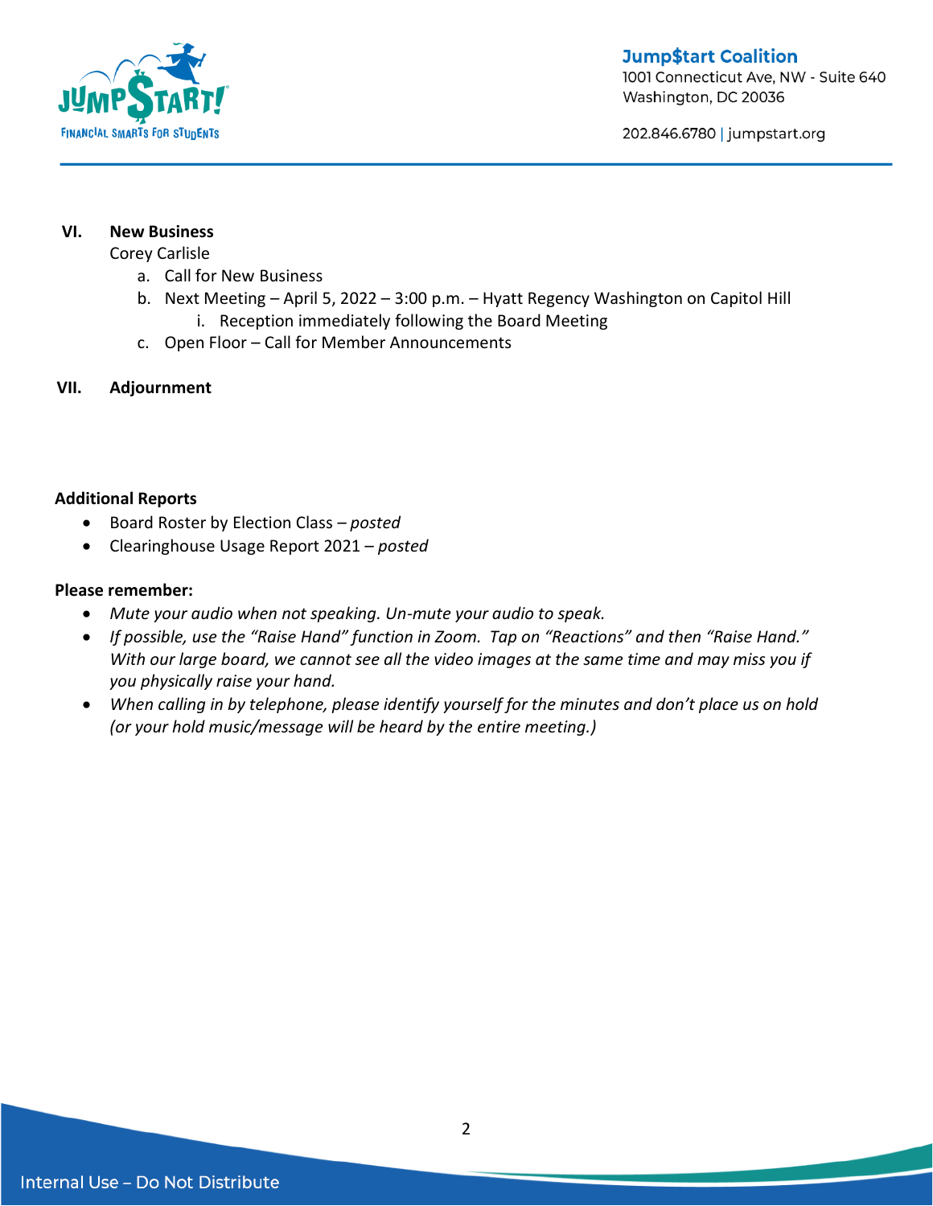VI. **New Business**

Corey Carlisle

a. Call for New Business
b. Next Meeting – April 5, 2022 – 3:00 p.m. – Hyatt Regency Washington on Capitol Hill
    i. Reception immediately following the Board Meeting
c. Open Floor – Call for Member Announcements

VII. **Adjournment**

**Additional Reports**

- Board Roster by Election Class – *posted*
- Clearinghouse Usage Report 2021 – *posted*

**Please remember:**

- *Mute your audio when not speaking. Un-mute your audio to speak.*
- *If possible, use the "Raise Hand" function in Zoom. Tap on "Reactions" and then "Raise Hand." With our large board, we cannot see all the video images at the same time and may miss you if you physically raise your hand.*
- *When calling in by telephone, please identify yourself for the minutes and don't place us on hold (or your hold music/message will be heard by the entire meeting.)*